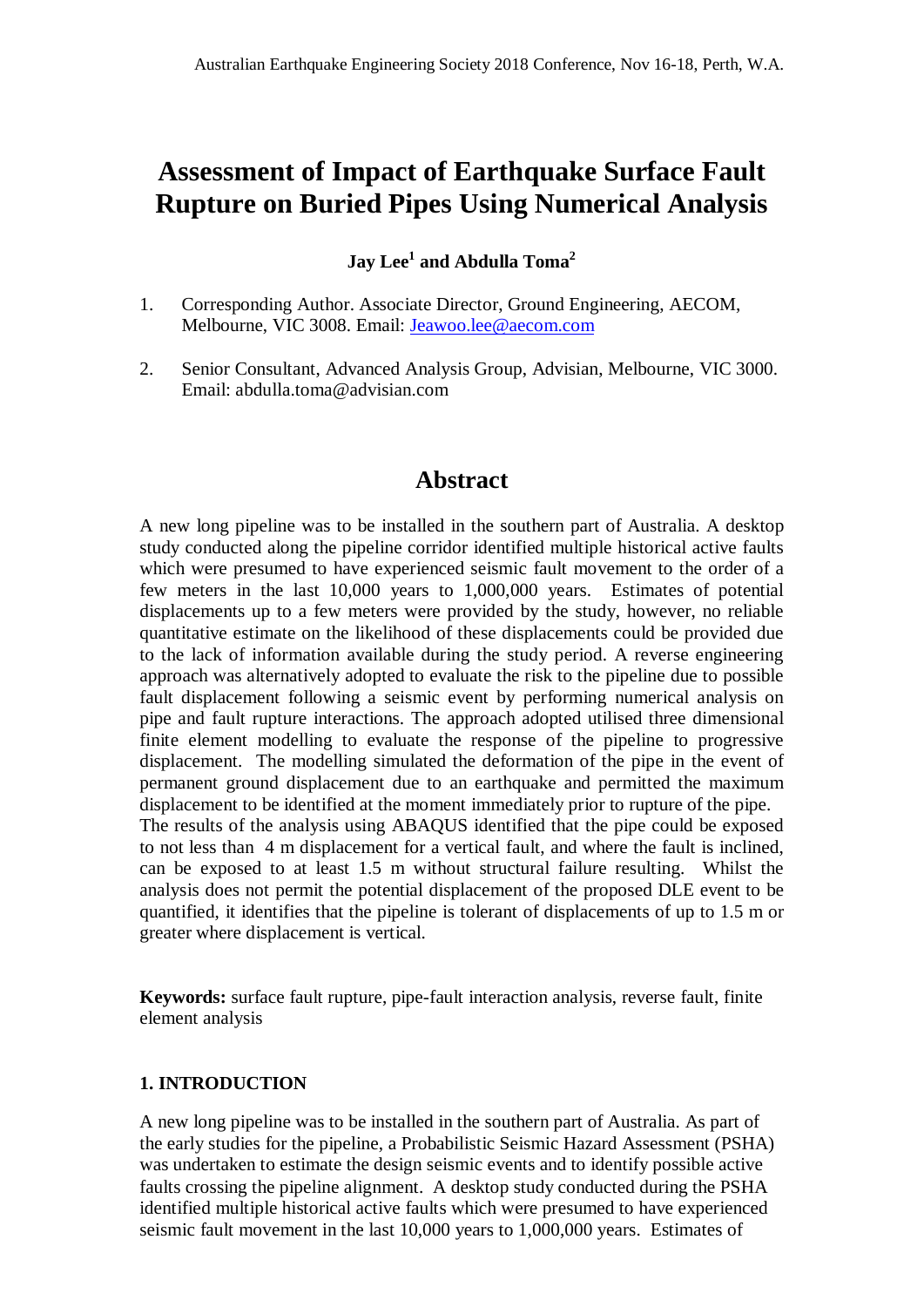# Assessment of Impact of Earthquake Surface Fault Rupture on Buried Pipes Using Numerical Analysis

**Jay Lee[1] and Abdulla Toma[2]**

1. Corresponding Author. Associate Director, Ground Engineering, AECOM, Melbourne, VIC 3008. Email: Jeawoo.lee@aecom.com

2. Senior Consultant, Advanced Analysis Group, Advisian, Melbourne, VIC 3000. Email: abdulla.toma@advisian.com

## Abstract

A new long pipeline was to be installed in the southern part of Australia. A desktop study conducted along the pipeline corridor identified multiple historical active faults which were presumed to have experienced seismic fault movement to the order of a few meters in the last 10,000 years to 1,000,000 years. Estimates of potential displacements up to a few meters were provided by the study, however, no reliable quantitative estimate on the likelihood of these displacements could be provided due to the lack of information available during the study period. A reverse engineering approach was alternatively adopted to evaluate the risk to the pipeline due to possible fault displacement following a seismic event by performing numerical analysis on pipe and fault rupture interactions. The approach adopted utilised three dimensional finite element modelling to evaluate the response of the pipeline to progressive displacement. The modelling simulated the deformation of the pipe in the event of permanent ground displacement due to an earthquake and permitted the maximum displacement to be identified at the moment immediately prior to rupture of the pipe.
The results of the analysis using ABAQUS identified that the pipe could be exposed to not less than 4 m displacement for a vertical fault, and where the fault is inclined, can be exposed to at least 1.5 m without structural failure resulting. Whilst the analysis does not permit the potential displacement of the proposed DLE event to be quantified, it identifies that the pipeline is tolerant of displacements of up to 1.5 m or greater where displacement is vertical.

**Keywords:** surface fault rupture, pipe-fault interaction analysis, reverse fault, finite element analysis

### 1. INTRODUCTION

A new long pipeline was to be installed in the southern part of Australia. As part of the early studies for the pipeline, a Probabilistic Seismic Hazard Assessment (PSHA) was undertaken to estimate the design seismic events and to identify possible active faults crossing the pipeline alignment. A desktop study conducted during the PSHA identified multiple historical active faults which were presumed to have experienced seismic fault movement in the last 10,000 years to 1,000,000 years. Estimates of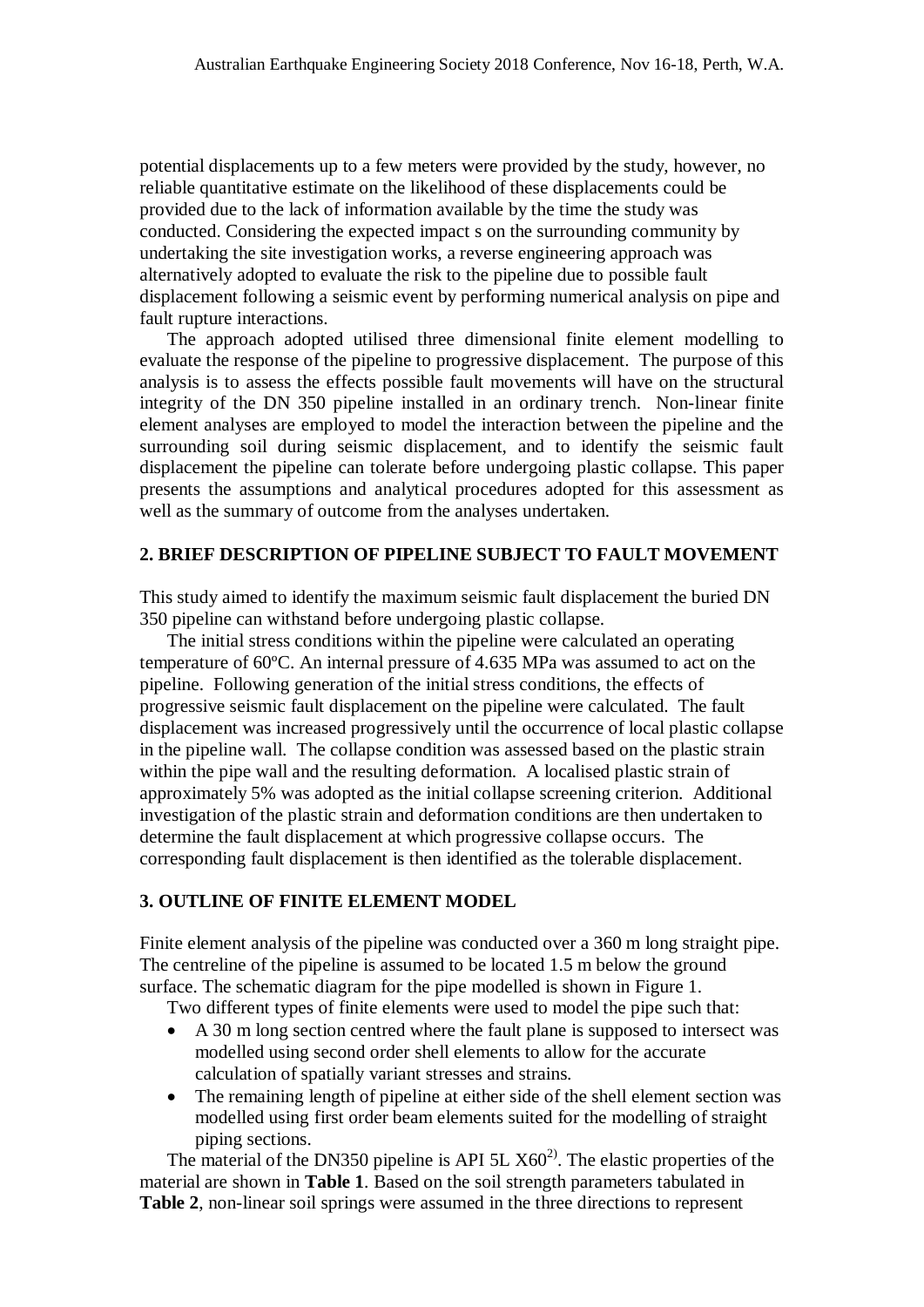potential displacements up to a few meters were provided by the study, however, no reliable quantitative estimate on the likelihood of these displacements could be provided due to the lack of information available by the time the study was conducted. Considering the expected impact s on the surrounding community by undertaking the site investigation works, a reverse engineering approach was alternatively adopted to evaluate the risk to the pipeline due to possible fault displacement following a seismic event by performing numerical analysis on pipe and fault rupture interactions.

The approach adopted utilised three dimensional finite element modelling to evaluate the response of the pipeline to progressive displacement. The purpose of this analysis is to assess the effects possible fault movements will have on the structural integrity of the DN 350 pipeline installed in an ordinary trench. Non-linear finite element analyses are employed to model the interaction between the pipeline and the surrounding soil during seismic displacement, and to identify the seismic fault displacement the pipeline can tolerate before undergoing plastic collapse. This paper presents the assumptions and analytical procedures adopted for this assessment as well as the summary of outcome from the analyses undertaken.

## 2. BRIEF DESCRIPTION OF PIPELINE SUBJECT TO FAULT MOVEMENT

This study aimed to identify the maximum seismic fault displacement the buried DN 350 pipeline can withstand before undergoing plastic collapse.

The initial stress conditions within the pipeline were calculated an operating temperature of 60ºC. An internal pressure of 4.635 MPa was assumed to act on the pipeline. Following generation of the initial stress conditions, the effects of progressive seismic fault displacement on the pipeline were calculated. The fault displacement was increased progressively until the occurrence of local plastic collapse in the pipeline wall. The collapse condition was assessed based on the plastic strain within the pipe wall and the resulting deformation. A localised plastic strain of approximately 5% was adopted as the initial collapse screening criterion. Additional investigation of the plastic strain and deformation conditions are then undertaken to determine the fault displacement at which progressive collapse occurs. The corresponding fault displacement is then identified as the tolerable displacement.

## 3. OUTLINE OF FINITE ELEMENT MODEL

Finite element analysis of the pipeline was conducted over a 360 m long straight pipe. The centreline of the pipeline is assumed to be located 1.5 m below the ground surface. The schematic diagram for the pipe modelled is shown in Figure 1.

Two different types of finite elements were used to model the pipe such that:

- A 30 m long section centred where the fault plane is supposed to intersect was modelled using second order shell elements to allow for the accurate calculation of spatially variant stresses and strains.
- The remaining length of pipeline at either side of the shell element section was modelled using first order beam elements suited for the modelling of straight piping sections.

The material of the DN350 pipeline is API 5L X60[2)]. The elastic properties of the material are shown in **Table 1**. Based on the soil strength parameters tabulated in **Table 2**, non-linear soil springs were assumed in the three directions to represent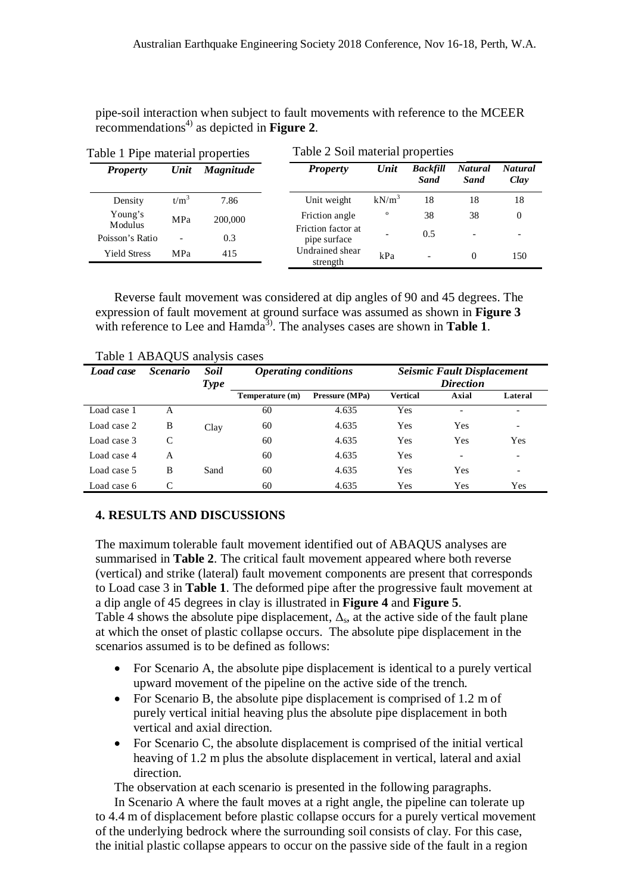pipe-soil interaction when subject to fault movements with reference to the MCEER recommendations[4)] as depicted in **Figure 2**.

Table 1 Pipe material properties

| *Property* | *Unit* | *Magnitude* |
|---|---|---|
| Density | t/m$^3$ | 7.86 |
| Young's Modulus | MPa | 200,000 |
| Poisson's Ratio | - | 0.3 |
| Yield Stress | MPa | 415 |

Table 2 Soil material properties

| *Property* | *Unit* | *Backfill Sand* | *Natural Sand* | *Natural Clay* |
|---|---|---|---|---|
| Unit weight | kN/m$^3$ | 18 | 18 | 18 |
| Friction angle | ° | 38 | 38 | 0 |
| Friction factor at pipe surface | - | 0.5 | - | - |
| Undrained shear strength | kPa | - | 0 | 150 |

Reverse fault movement was considered at dip angles of 90 and 45 degrees. The expression of fault movement at ground surface was assumed as shown in **Figure 3** with reference to Lee and Hamda[3)]. The analyses cases are shown in **Table 1**.

Table 1 ABAQUS analysis cases

| *Load case* | *Scenario* | *Soil Type* | *Operating conditions* | | *Seismic Fault Displacement Direction* | | |
|---|---|---|---|---|---|---|---|
| | | | **Temperature (m)** | **Pressure (MPa)** | **Vertical** | **Axial** | **Lateral** |
| Load case 1 | A | Clay | 60 | 4.635 | Yes | - | - |
| Load case 2 | B | Clay | 60 | 4.635 | Yes | Yes | - |
| Load case 3 | C | Clay | 60 | 4.635 | Yes | Yes | Yes |
| Load case 4 | A | Sand | 60 | 4.635 | Yes | - | - |
| Load case 5 | B | Sand | 60 | 4.635 | Yes | Yes | - |
| Load case 6 | C | Sand | 60 | 4.635 | Yes | Yes | Yes |

## 4. RESULTS AND DISCUSSIONS

The maximum tolerable fault movement identified out of ABAQUS analyses are summarised in **Table 2**. The critical fault movement appeared where both reverse (vertical) and strike (lateral) fault movement components are present that corresponds to Load case 3 in **Table 1**. The deformed pipe after the progressive fault movement at a dip angle of 45 degrees in clay is illustrated in **Figure 4** and **Figure 5**.
Table 4 shows the absolute pipe displacement, $\Delta_s$, at the active side of the fault plane at which the onset of plastic collapse occurs. The absolute pipe displacement in the scenarios assumed is to be defined as follows:

- For Scenario A, the absolute pipe displacement is identical to a purely vertical upward movement of the pipeline on the active side of the trench.
- For Scenario B, the absolute pipe displacement is comprised of 1.2 m of purely vertical initial heaving plus the absolute pipe displacement in both vertical and axial direction.
- For Scenario C, the absolute displacement is comprised of the initial vertical heaving of 1.2 m plus the absolute displacement in vertical, lateral and axial direction.

The observation at each scenario is presented in the following paragraphs.

In Scenario A where the fault moves at a right angle, the pipeline can tolerate up to 4.4 m of displacement before plastic collapse occurs for a purely vertical movement of the underlying bedrock where the surrounding soil consists of clay. For this case, the initial plastic collapse appears to occur on the passive side of the fault in a region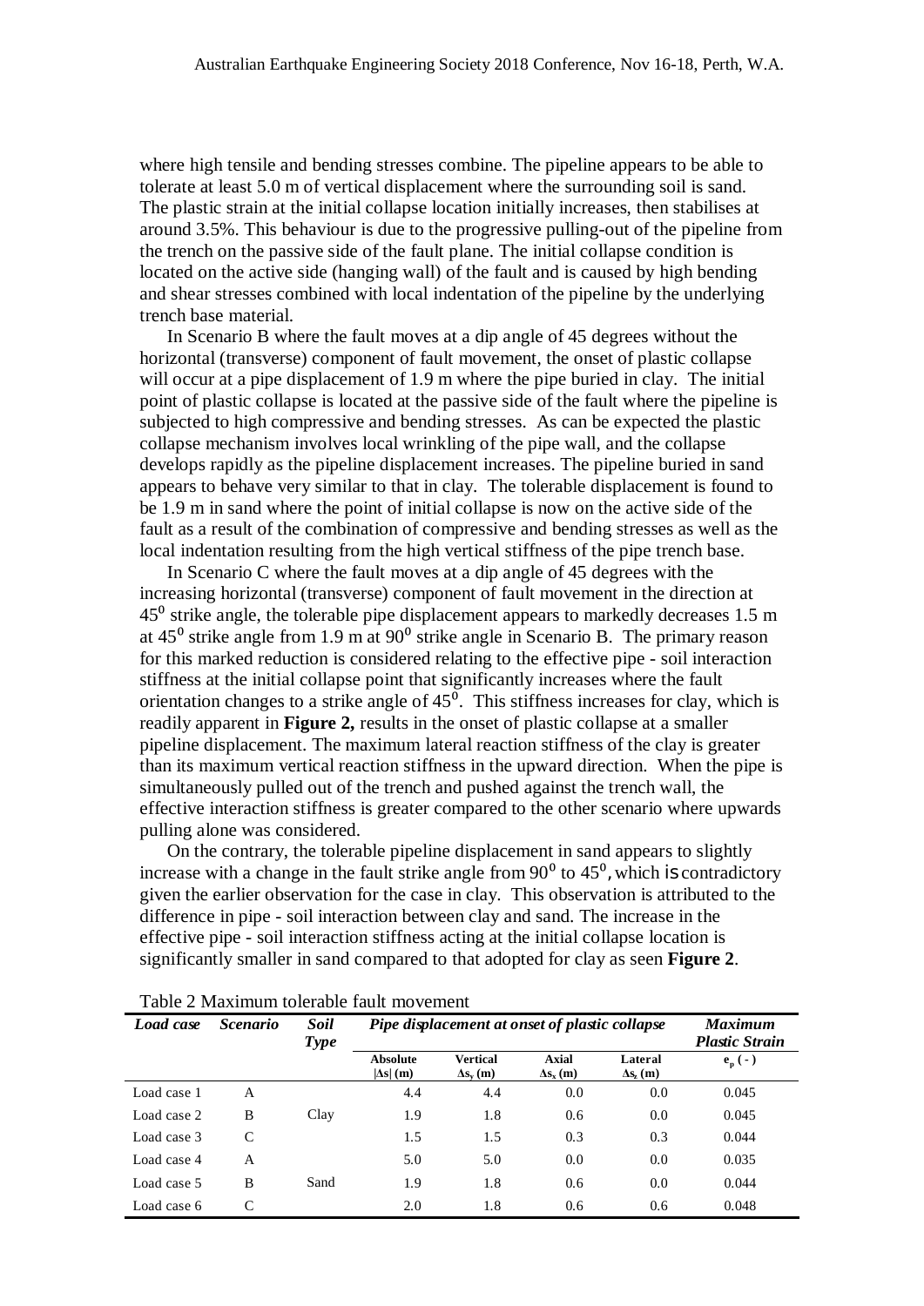where high tensile and bending stresses combine. The pipeline appears to be able to tolerate at least 5.0 m of vertical displacement where the surrounding soil is sand. The plastic strain at the initial collapse location initially increases, then stabilises at around 3.5%. This behaviour is due to the progressive pulling-out of the pipeline from the trench on the passive side of the fault plane. The initial collapse condition is located on the active side (hanging wall) of the fault and is caused by high bending and shear stresses combined with local indentation of the pipeline by the underlying trench base material.

In Scenario B where the fault moves at a dip angle of 45 degrees without the horizontal (transverse) component of fault movement, the onset of plastic collapse will occur at a pipe displacement of 1.9 m where the pipe buried in clay. The initial point of plastic collapse is located at the passive side of the fault where the pipeline is subjected to high compressive and bending stresses. As can be expected the plastic collapse mechanism involves local wrinkling of the pipe wall, and the collapse develops rapidly as the pipeline displacement increases. The pipeline buried in sand appears to behave very similar to that in clay. The tolerable displacement is found to be 1.9 m in sand where the point of initial collapse is now on the active side of the fault as a result of the combination of compressive and bending stresses as well as the local indentation resulting from the high vertical stiffness of the pipe trench base.

In Scenario C where the fault moves at a dip angle of 45 degrees with the increasing horizontal (transverse) component of fault movement in the direction at $45^0$ strike angle, the tolerable pipe displacement appears to markedly decreases 1.5 m at $45^0$ strike angle from 1.9 m at $90^0$ strike angle in Scenario B. The primary reason for this marked reduction is considered relating to the effective pipe - soil interaction stiffness at the initial collapse point that significantly increases where the fault orientation changes to a strike angle of $45^0$. This stiffness increases for clay, which is readily apparent in **Figure 2,** results in the onset of plastic collapse at a smaller pipeline displacement. The maximum lateral reaction stiffness of the clay is greater than its maximum vertical reaction stiffness in the upward direction. When the pipe is simultaneously pulled out of the trench and pushed against the trench wall, the effective interaction stiffness is greater compared to the other scenario where upwards pulling alone was considered.

On the contrary, the tolerable pipeline displacement in sand appears to slightly increase with a change in the fault strike angle from $90^0$ to $45^0$, which is contradictory given the earlier observation for the case in clay. This observation is attributed to the difference in pipe - soil interaction between clay and sand. The increase in the effective pipe - soil interaction stiffness acting at the initial collapse location is significantly smaller in sand compared to that adopted for clay as seen **Figure 2**.

Table 2 Maximum tolerable fault movement

| ***Load case*** | ***Scenario*** | ***Soil Type*** | ***Pipe displacement at onset of plastic collapse*** | | | | ***Maximum Plastic Strain*** |
|---|---|---|---|---|---|---|---|
| | | | **Absolute** $\|\Delta s\|$ **(m)** | **Vertical** $\Delta s_y$ **(m)** | **Axial** $\Delta s_x$ **(m)** | **Lateral** $\Delta s_z$ **(m)** | $e_p$ **( - )** |
| Load case 1 | A | | 4.4 | 4.4 | 0.0 | 0.0 | 0.045 |
| Load case 2 | B | Clay | 1.9 | 1.8 | 0.6 | 0.0 | 0.045 |
| Load case 3 | C | | 1.5 | 1.5 | 0.3 | 0.3 | 0.044 |
| Load case 4 | A | | 5.0 | 5.0 | 0.0 | 0.0 | 0.035 |
| Load case 5 | B | Sand | 1.9 | 1.8 | 0.6 | 0.0 | 0.044 |
| Load case 6 | C | | 2.0 | 1.8 | 0.6 | 0.6 | 0.048 |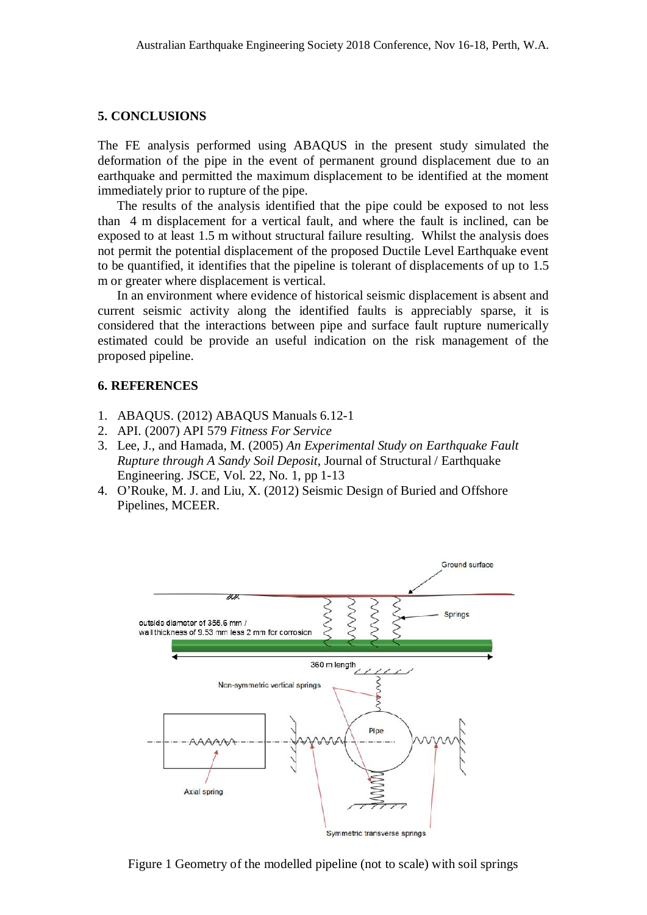## 5. CONCLUSIONS

The FE analysis performed using ABAQUS in the present study simulated the deformation of the pipe in the event of permanent ground displacement due to an earthquake and permitted the maximum displacement to be identified at the moment immediately prior to rupture of the pipe.

The results of the analysis identified that the pipe could be exposed to not less than 4 m displacement for a vertical fault, and where the fault is inclined, can be exposed to at least 1.5 m without structural failure resulting. Whilst the analysis does not permit the potential displacement of the proposed Ductile Level Earthquake event to be quantified, it identifies that the pipeline is tolerant of displacements of up to 1.5 m or greater where displacement is vertical.

In an environment where evidence of historical seismic displacement is absent and current seismic activity along the identified faults is appreciably sparse, it is considered that the interactions between pipe and surface fault rupture numerically estimated could be provide an useful indication on the risk management of the proposed pipeline.

## 6. REFERENCES

1. ABAQUS. (2012) ABAQUS Manuals 6.12-1
2. API. (2007) API 579 *Fitness For Service*
3. Lee, J., and Hamada, M. (2005) *An Experimental Study on Earthquake Fault Rupture through A Sandy Soil Deposit*, Journal of Structural / Earthquake Engineering. JSCE, Vol. 22, No. 1, pp 1-13
4. O'Rouke, M. J. and Liu, X. (2012) Seismic Design of Buried and Offshore Pipelines, MCEER.

Figure 1 Geometry of the modelled pipeline (not to scale) with soil springs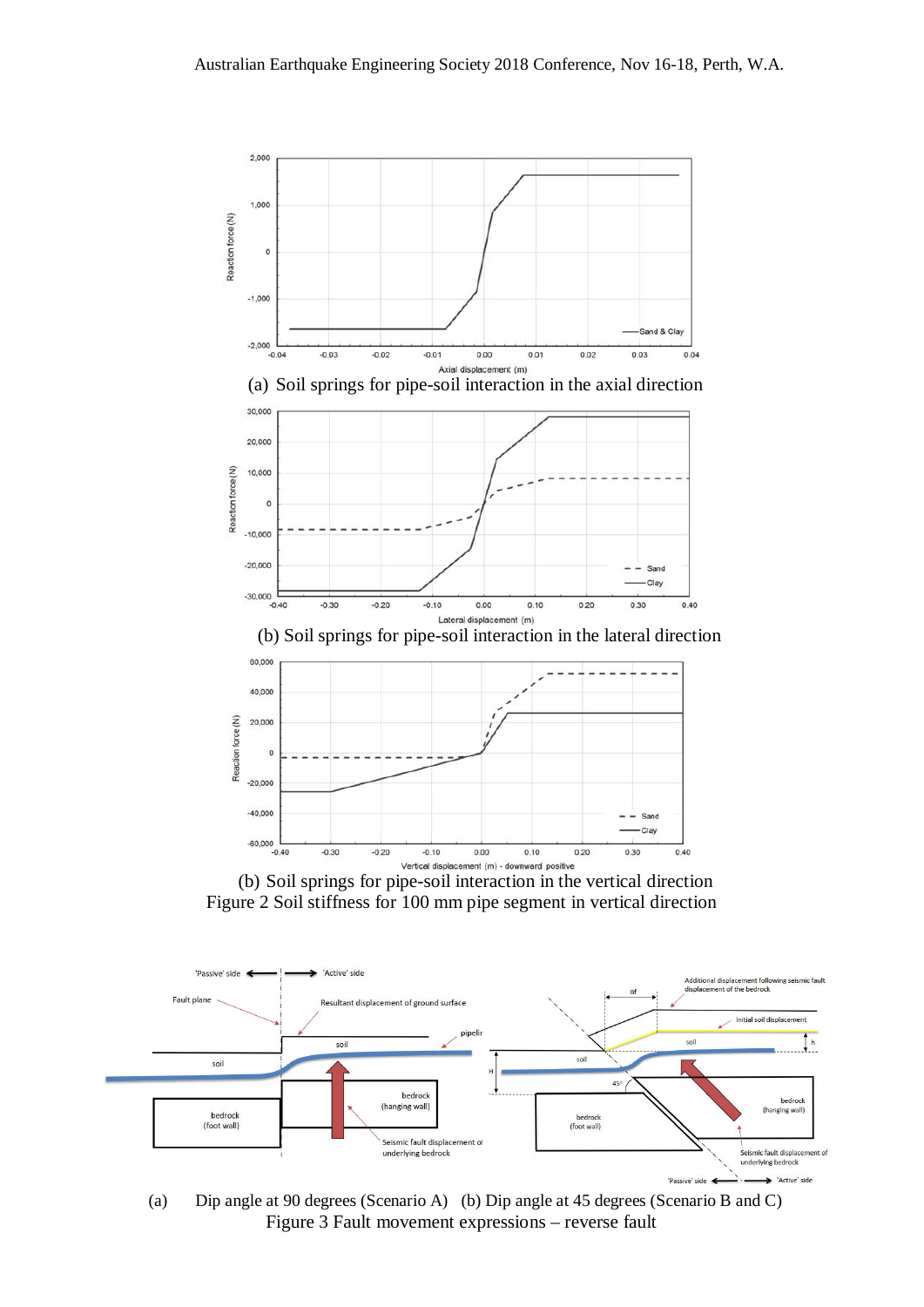(a) Soil springs for pipe-soil interaction in the axial direction

(b) Soil springs for pipe-soil interaction in the lateral direction

(b) Soil springs for pipe-soil interaction in the vertical direction

Figure 2 Soil stiffness for 100 mm pipe segment in vertical direction

(a) Dip angle at 90 degrees (Scenario A) (b) Dip angle at 45 degrees (Scenario B and C)

Figure 3 Fault movement expressions – reverse fault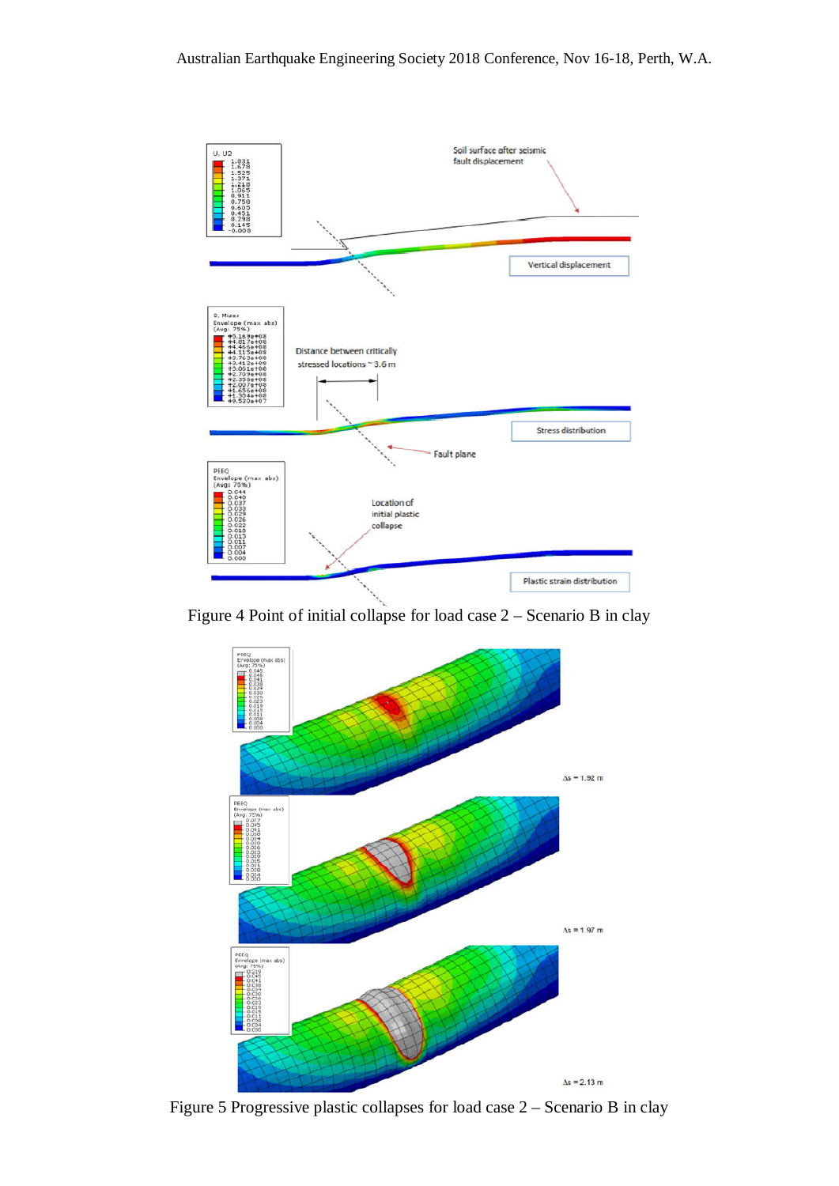U, U2
1.831
1.678
1.525
1.371
1.218
1.065
0.911
0.758
0.605
0.451
0.298
0.145
-0.008

Soil surface after seismic fault displacement

Vertical displacement

S, Mises
Envelope (max abs)
(Avg: 75%)
+5.169e+08
+4.817e+08
+4.466e+08
+4.115e+08
+3.763e+08
+3.412e+08
+3.061e+08
+2.709e+08
+2.358e+08
+2.007e+08
+1.656e+08
+1.304e+08
+9.530e+07

Distance between critically stressed locations ~ 3.6 m

Stress distribution

Fault plane

PEEQ
Envelope (max abs)
(Avg: 75%)
0.044
0.040
0.037
0.033
0.029
0.026
0.022
0.018
0.015
0.011
0.007
0.004
0.000

Location of initial plastic collapse

Plastic strain distribution

Figure 4 Point of initial collapse for load case 2 – Scenario B in clay

$\Delta s$ = 1.92 m

$\Delta s$ = 1.97 m

$\Delta s$ = 2.13 m

Figure 5 Progressive plastic collapses for load case 2 – Scenario B in clay